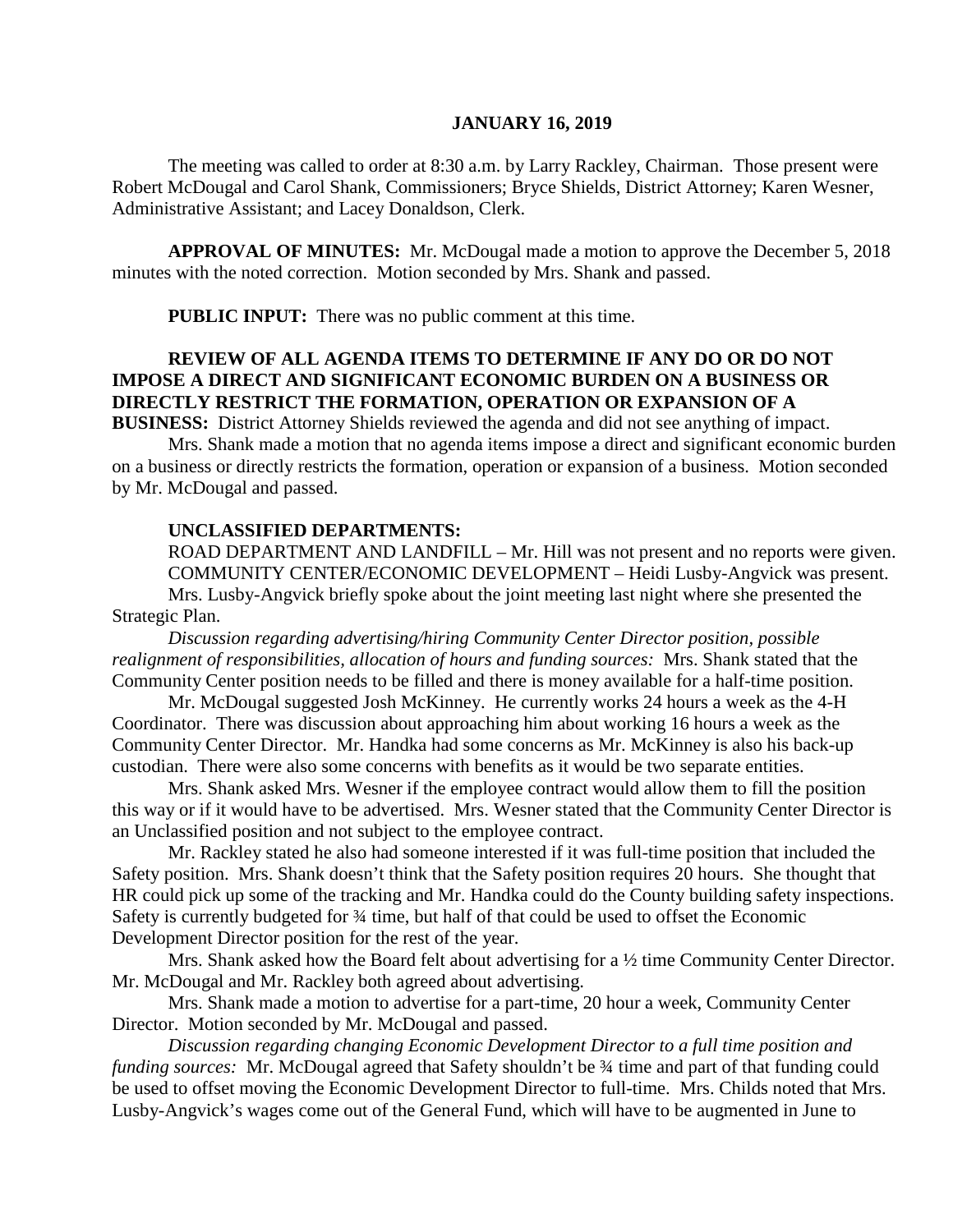**JANUARY 16, 2019**

The meeting was called to order at 8:30 a.m. by Larry Rackley, Chairman. Those present were Robert McDougal and Carol Shank, Commissioners; Bryce Shields, District Attorney; Karen Wesner, Administrative Assistant; and Lacey Donaldson, Clerk.

**APPROVAL OF MINUTES:** Mr. McDougal made a motion to approve the December 5, 2018 minutes with the noted correction. Motion seconded by Mrs. Shank and passed.

**PUBLIC INPUT:** There was no public comment at this time.

**REVIEW OF ALL AGENDA ITEMS TO DETERMINE IF ANY DO OR DO NOT IMPOSE A DIRECT AND SIGNIFICANT ECONOMIC BURDEN ON A BUSINESS OR DIRECTLY RESTRICT THE FORMATION, OPERATION OR EXPANSION OF A BUSINESS:** District Attorney Shields reviewed the agenda and did not see anything of impact.

Mrs. Shank made a motion that no agenda items impose a direct and significant economic burden on a business or directly restricts the formation, operation or expansion of a business. Motion seconded by Mr. McDougal and passed.

**UNCLASSIFIED DEPARTMENTS:**

ROAD DEPARTMENT AND LANDFILL – Mr. Hill was not present and no reports were given.

COMMUNITY CENTER/ECONOMIC DEVELOPMENT – Heidi Lusby-Angvick was present.

Mrs. Lusby-Angvick briefly spoke about the joint meeting last night where she presented the Strategic Plan.

*Discussion regarding advertising/hiring Community Center Director position, possible realignment of responsibilities, allocation of hours and funding sources:* Mrs. Shank stated that the Community Center position needs to be filled and there is money available for a half-time position.

Mr. McDougal suggested Josh McKinney. He currently works 24 hours a week as the 4-H Coordinator. There was discussion about approaching him about working 16 hours a week as the Community Center Director. Mr. Handka had some concerns as Mr. McKinney is also his back-up custodian. There were also some concerns with benefits as it would be two separate entities.

Mrs. Shank asked Mrs. Wesner if the employee contract would allow them to fill the position this way or if it would have to be advertised. Mrs. Wesner stated that the Community Center Director is an Unclassified position and not subject to the employee contract.

Mr. Rackley stated he also had someone interested if it was full-time position that included the Safety position. Mrs. Shank doesn't think that the Safety position requires 20 hours. She thought that HR could pick up some of the tracking and Mr. Handka could do the County building safety inspections. Safety is currently budgeted for ¾ time, but half of that could be used to offset the Economic Development Director position for the rest of the year.

Mrs. Shank asked how the Board felt about advertising for a ½ time Community Center Director. Mr. McDougal and Mr. Rackley both agreed about advertising.

Mrs. Shank made a motion to advertise for a part-time, 20 hour a week, Community Center Director. Motion seconded by Mr. McDougal and passed.

*Discussion regarding changing Economic Development Director to a full time position and funding sources:* Mr. McDougal agreed that Safety shouldn't be ¾ time and part of that funding could be used to offset moving the Economic Development Director to full-time. Mrs. Childs noted that Mrs. Lusby-Angvick's wages come out of the General Fund, which will have to be augmented in June to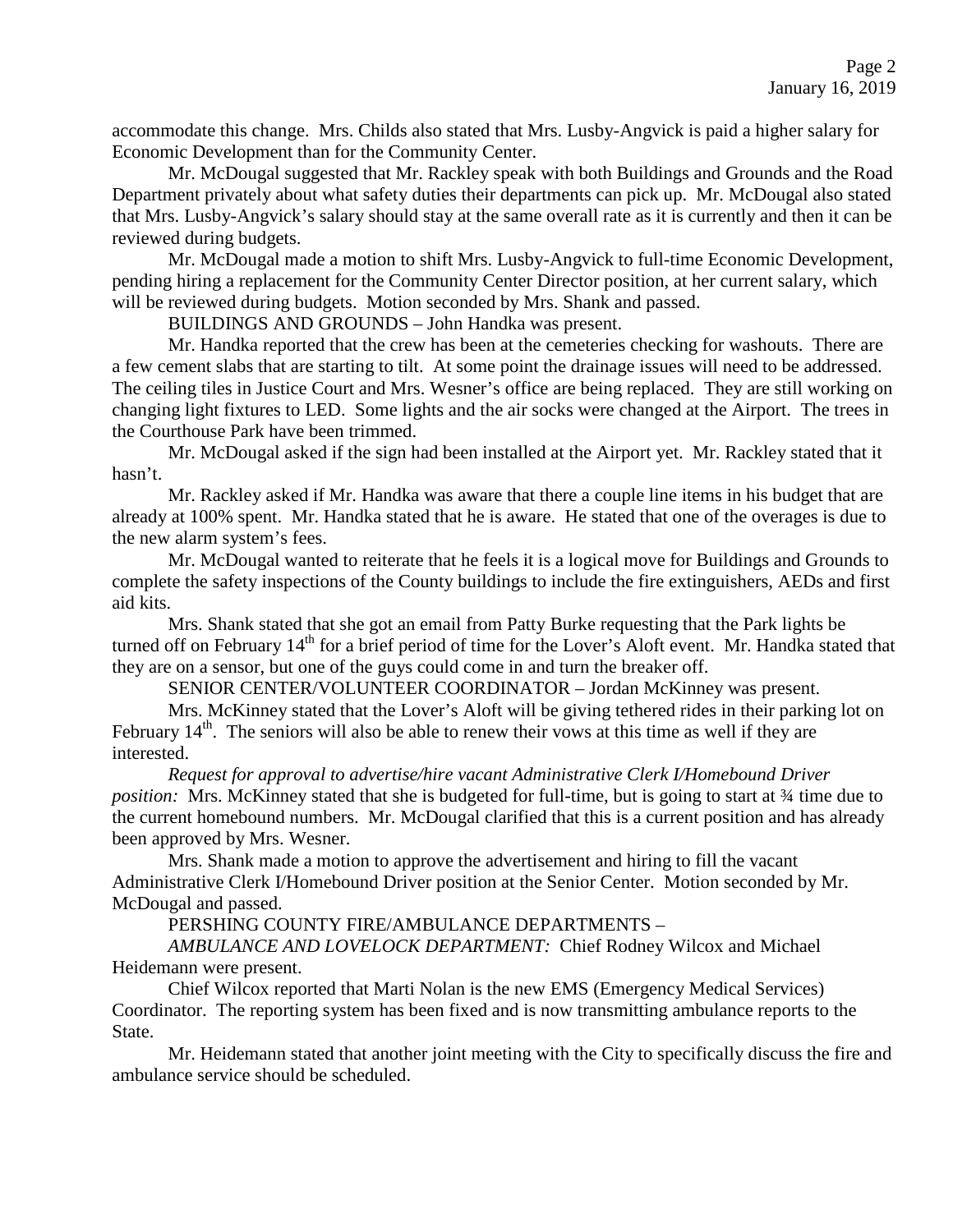accommodate this change. Mrs. Childs also stated that Mrs. Lusby-Angvick is paid a higher salary for Economic Development than for the Community Center.

Mr. McDougal suggested that Mr. Rackley speak with both Buildings and Grounds and the Road Department privately about what safety duties their departments can pick up. Mr. McDougal also stated that Mrs. Lusby-Angvick's salary should stay at the same overall rate as it is currently and then it can be reviewed during budgets.

Mr. McDougal made a motion to shift Mrs. Lusby-Angvick to full-time Economic Development, pending hiring a replacement for the Community Center Director position, at her current salary, which will be reviewed during budgets. Motion seconded by Mrs. Shank and passed.

BUILDINGS AND GROUNDS – John Handka was present.

Mr. Handka reported that the crew has been at the cemeteries checking for washouts. There are a few cement slabs that are starting to tilt. At some point the drainage issues will need to be addressed. The ceiling tiles in Justice Court and Mrs. Wesner's office are being replaced. They are still working on changing light fixtures to LED. Some lights and the air socks were changed at the Airport. The trees in the Courthouse Park have been trimmed.

Mr. McDougal asked if the sign had been installed at the Airport yet. Mr. Rackley stated that it hasn't.

Mr. Rackley asked if Mr. Handka was aware that there a couple line items in his budget that are already at 100% spent. Mr. Handka stated that he is aware. He stated that one of the overages is due to the new alarm system's fees.

Mr. McDougal wanted to reiterate that he feels it is a logical move for Buildings and Grounds to complete the safety inspections of the County buildings to include the fire extinguishers, AEDs and first aid kits.

Mrs. Shank stated that she got an email from Patty Burke requesting that the Park lights be turned off on February 14th for a brief period of time for the Lover's Aloft event. Mr. Handka stated that they are on a sensor, but one of the guys could come in and turn the breaker off.

SENIOR CENTER/VOLUNTEER COORDINATOR – Jordan McKinney was present.

Mrs. McKinney stated that the Lover's Aloft will be giving tethered rides in their parking lot on February 14th. The seniors will also be able to renew their vows at this time as well if they are interested.

*Request for approval to advertise/hire vacant Administrative Clerk I/Homebound Driver position:* Mrs. McKinney stated that she is budgeted for full-time, but is going to start at ¾ time due to the current homebound numbers. Mr. McDougal clarified that this is a current position and has already been approved by Mrs. Wesner.

Mrs. Shank made a motion to approve the advertisement and hiring to fill the vacant Administrative Clerk I/Homebound Driver position at the Senior Center. Motion seconded by Mr. McDougal and passed.

PERSHING COUNTY FIRE/AMBULANCE DEPARTMENTS –

*AMBULANCE AND LOVELOCK DEPARTMENT:* Chief Rodney Wilcox and Michael Heidemann were present.

Chief Wilcox reported that Marti Nolan is the new EMS (Emergency Medical Services) Coordinator. The reporting system has been fixed and is now transmitting ambulance reports to the State.

Mr. Heidemann stated that another joint meeting with the City to specifically discuss the fire and ambulance service should be scheduled.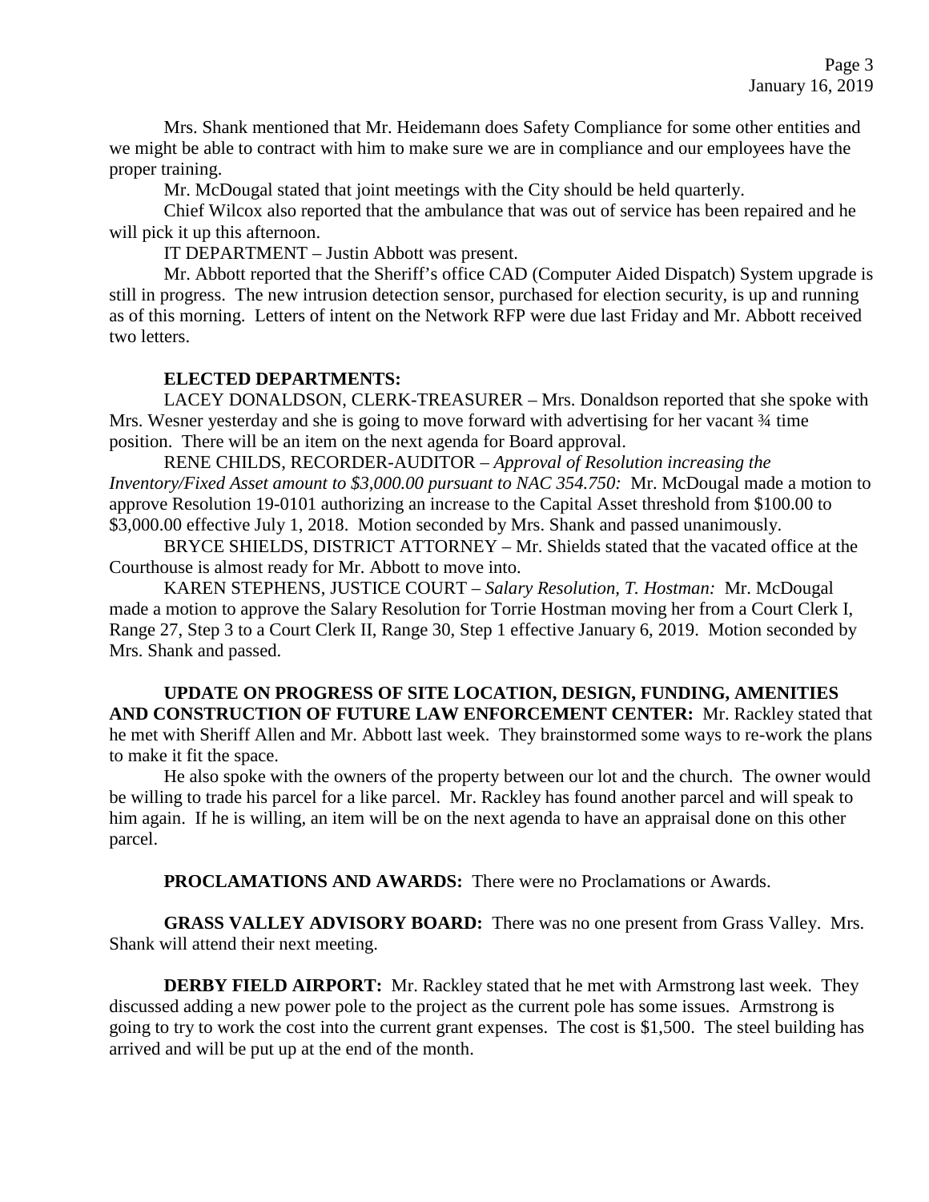Mrs. Shank mentioned that Mr. Heidemann does Safety Compliance for some other entities and we might be able to contract with him to make sure we are in compliance and our employees have the proper training.

Mr. McDougal stated that joint meetings with the City should be held quarterly.

Chief Wilcox also reported that the ambulance that was out of service has been repaired and he will pick it up this afternoon.

IT DEPARTMENT – Justin Abbott was present.

Mr. Abbott reported that the Sheriff's office CAD (Computer Aided Dispatch) System upgrade is still in progress. The new intrusion detection sensor, purchased for election security, is up and running as of this morning. Letters of intent on the Network RFP were due last Friday and Mr. Abbott received two letters.

**ELECTED DEPARTMENTS:**

LACEY DONALDSON, CLERK-TREASURER – Mrs. Donaldson reported that she spoke with Mrs. Wesner yesterday and she is going to move forward with advertising for her vacant ¾ time position. There will be an item on the next agenda for Board approval.

RENE CHILDS, RECORDER-AUDITOR – *Approval of Resolution increasing the Inventory/Fixed Asset amount to $3,000.00 pursuant to NAC 354.750:* Mr. McDougal made a motion to approve Resolution 19-0101 authorizing an increase to the Capital Asset threshold from $100.00 to $3,000.00 effective July 1, 2018. Motion seconded by Mrs. Shank and passed unanimously.

BRYCE SHIELDS, DISTRICT ATTORNEY – Mr. Shields stated that the vacated office at the Courthouse is almost ready for Mr. Abbott to move into.

KAREN STEPHENS, JUSTICE COURT – *Salary Resolution, T. Hostman:* Mr. McDougal made a motion to approve the Salary Resolution for Torrie Hostman moving her from a Court Clerk I, Range 27, Step 3 to a Court Clerk II, Range 30, Step 1 effective January 6, 2019. Motion seconded by Mrs. Shank and passed.

**UPDATE ON PROGRESS OF SITE LOCATION, DESIGN, FUNDING, AMENITIES AND CONSTRUCTION OF FUTURE LAW ENFORCEMENT CENTER:** Mr. Rackley stated that he met with Sheriff Allen and Mr. Abbott last week. They brainstormed some ways to re-work the plans to make it fit the space.

He also spoke with the owners of the property between our lot and the church. The owner would be willing to trade his parcel for a like parcel. Mr. Rackley has found another parcel and will speak to him again. If he is willing, an item will be on the next agenda to have an appraisal done on this other parcel.

**PROCLAMATIONS AND AWARDS:** There were no Proclamations or Awards.

**GRASS VALLEY ADVISORY BOARD:** There was no one present from Grass Valley. Mrs. Shank will attend their next meeting.

**DERBY FIELD AIRPORT:** Mr. Rackley stated that he met with Armstrong last week. They discussed adding a new power pole to the project as the current pole has some issues. Armstrong is going to try to work the cost into the current grant expenses. The cost is $1,500. The steel building has arrived and will be put up at the end of the month.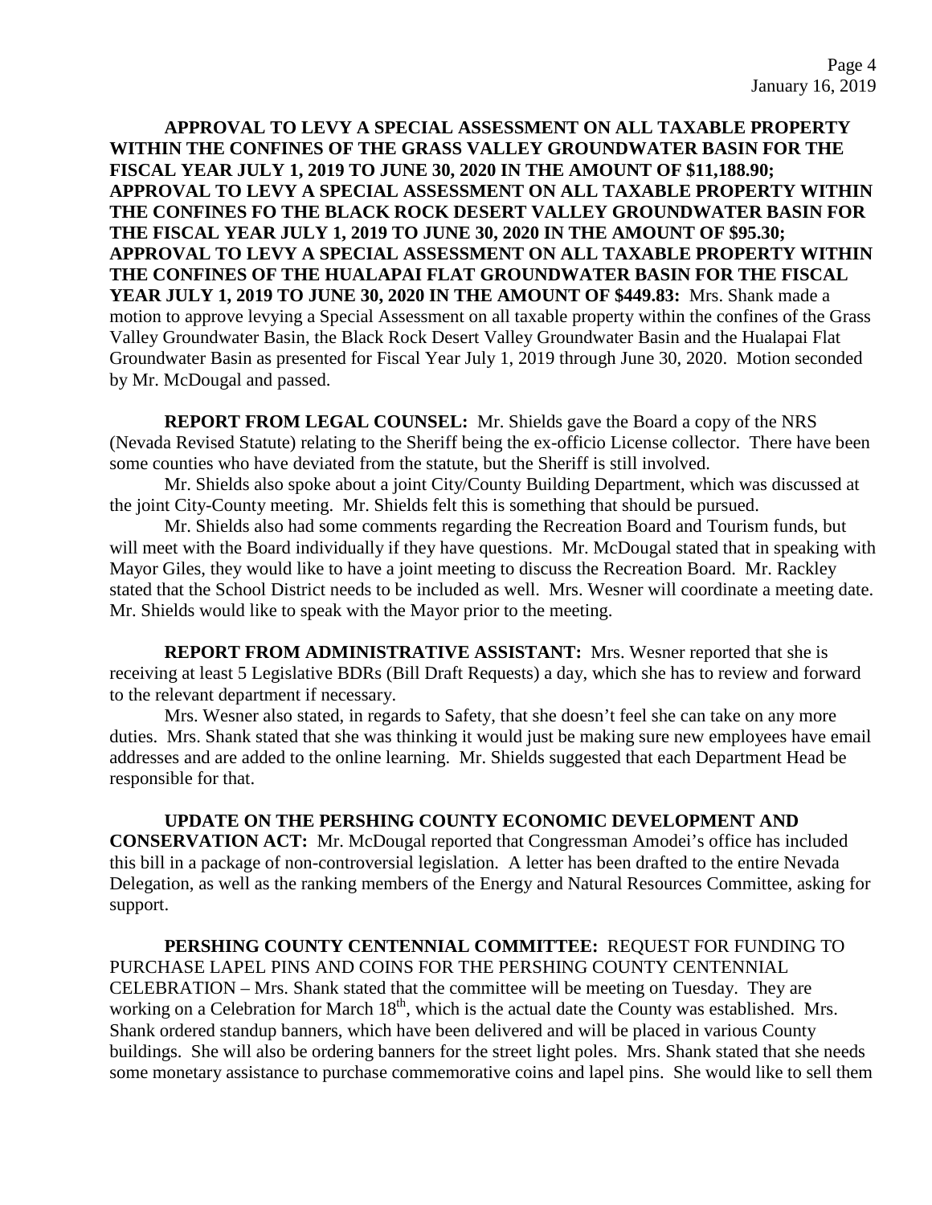**APPROVAL TO LEVY A SPECIAL ASSESSMENT ON ALL TAXABLE PROPERTY WITHIN THE CONFINES OF THE GRASS VALLEY GROUNDWATER BASIN FOR THE FISCAL YEAR JULY 1, 2019 TO JUNE 30, 2020 IN THE AMOUNT OF $11,188.90; APPROVAL TO LEVY A SPECIAL ASSESSMENT ON ALL TAXABLE PROPERTY WITHIN THE CONFINES FO THE BLACK ROCK DESERT VALLEY GROUNDWATER BASIN FOR THE FISCAL YEAR JULY 1, 2019 TO JUNE 30, 2020 IN THE AMOUNT OF $95.30; APPROVAL TO LEVY A SPECIAL ASSESSMENT ON ALL TAXABLE PROPERTY WITHIN THE CONFINES OF THE HUALAPAI FLAT GROUNDWATER BASIN FOR THE FISCAL YEAR JULY 1, 2019 TO JUNE 30, 2020 IN THE AMOUNT OF $449.83:** Mrs. Shank made a motion to approve levying a Special Assessment on all taxable property within the confines of the Grass Valley Groundwater Basin, the Black Rock Desert Valley Groundwater Basin and the Hualapai Flat Groundwater Basin as presented for Fiscal Year July 1, 2019 through June 30, 2020. Motion seconded by Mr. McDougal and passed.

**REPORT FROM LEGAL COUNSEL:** Mr. Shields gave the Board a copy of the NRS (Nevada Revised Statute) relating to the Sheriff being the ex-officio License collector. There have been some counties who have deviated from the statute, but the Sheriff is still involved.

Mr. Shields also spoke about a joint City/County Building Department, which was discussed at the joint City-County meeting. Mr. Shields felt this is something that should be pursued.

Mr. Shields also had some comments regarding the Recreation Board and Tourism funds, but will meet with the Board individually if they have questions. Mr. McDougal stated that in speaking with Mayor Giles, they would like to have a joint meeting to discuss the Recreation Board. Mr. Rackley stated that the School District needs to be included as well. Mrs. Wesner will coordinate a meeting date. Mr. Shields would like to speak with the Mayor prior to the meeting.

**REPORT FROM ADMINISTRATIVE ASSISTANT:** Mrs. Wesner reported that she is receiving at least 5 Legislative BDRs (Bill Draft Requests) a day, which she has to review and forward to the relevant department if necessary.

Mrs. Wesner also stated, in regards to Safety, that she doesn't feel she can take on any more duties. Mrs. Shank stated that she was thinking it would just be making sure new employees have email addresses and are added to the online learning. Mr. Shields suggested that each Department Head be responsible for that.

**UPDATE ON THE PERSHING COUNTY ECONOMIC DEVELOPMENT AND CONSERVATION ACT:** Mr. McDougal reported that Congressman Amodei's office has included this bill in a package of non-controversial legislation. A letter has been drafted to the entire Nevada Delegation, as well as the ranking members of the Energy and Natural Resources Committee, asking for support.

**PERSHING COUNTY CENTENNIAL COMMITTEE:** REQUEST FOR FUNDING TO PURCHASE LAPEL PINS AND COINS FOR THE PERSHING COUNTY CENTENNIAL CELEBRATION – Mrs. Shank stated that the committee will be meeting on Tuesday. They are working on a Celebration for March 18th, which is the actual date the County was established. Mrs. Shank ordered standup banners, which have been delivered and will be placed in various County buildings. She will also be ordering banners for the street light poles. Mrs. Shank stated that she needs some monetary assistance to purchase commemorative coins and lapel pins. She would like to sell them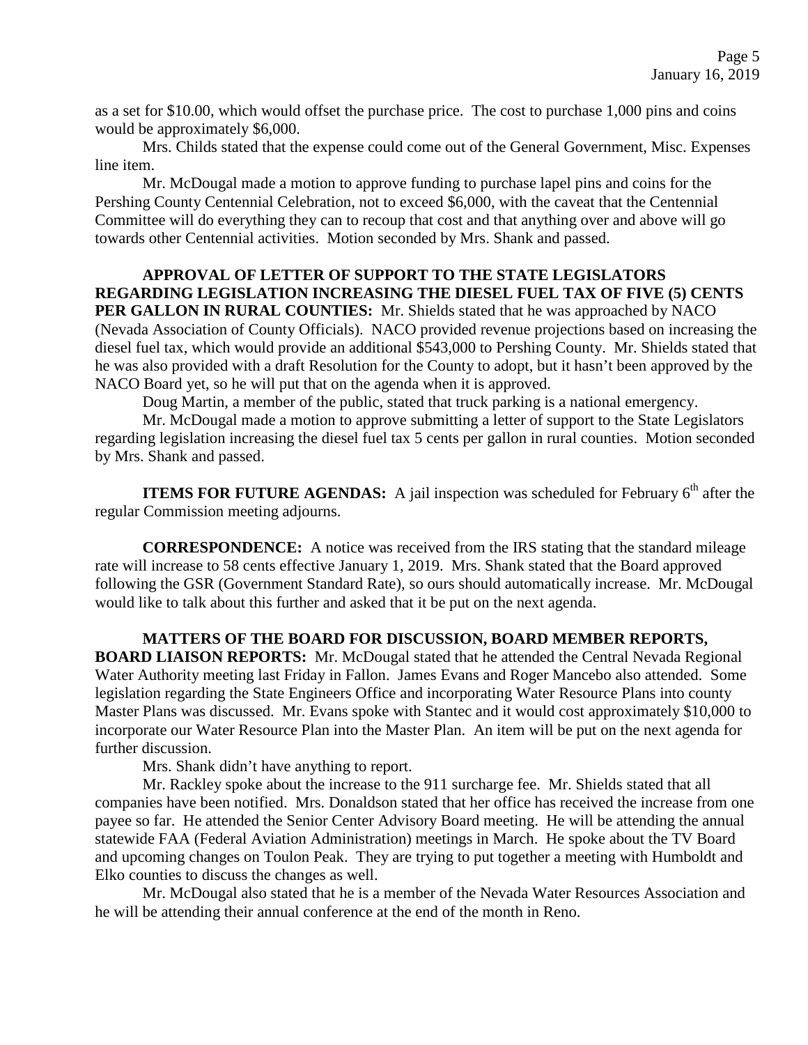as a set for $10.00, which would offset the purchase price. The cost to purchase 1,000 pins and coins would be approximately $6,000.

Mrs. Childs stated that the expense could come out of the General Government, Misc. Expenses line item.

Mr. McDougal made a motion to approve funding to purchase lapel pins and coins for the Pershing County Centennial Celebration, not to exceed $6,000, with the caveat that the Centennial Committee will do everything they can to recoup that cost and that anything over and above will go towards other Centennial activities. Motion seconded by Mrs. Shank and passed.

**APPROVAL OF LETTER OF SUPPORT TO THE STATE LEGISLATORS REGARDING LEGISLATION INCREASING THE DIESEL FUEL TAX OF FIVE (5) CENTS PER GALLON IN RURAL COUNTIES:** Mr. Shields stated that he was approached by NACO (Nevada Association of County Officials). NACO provided revenue projections based on increasing the diesel fuel tax, which would provide an additional $543,000 to Pershing County. Mr. Shields stated that he was also provided with a draft Resolution for the County to adopt, but it hasn't been approved by the NACO Board yet, so he will put that on the agenda when it is approved.

Doug Martin, a member of the public, stated that truck parking is a national emergency.

Mr. McDougal made a motion to approve submitting a letter of support to the State Legislators regarding legislation increasing the diesel fuel tax 5 cents per gallon in rural counties. Motion seconded by Mrs. Shank and passed.

**ITEMS FOR FUTURE AGENDAS:** A jail inspection was scheduled for February 6th after the regular Commission meeting adjourns.

**CORRESPONDENCE:** A notice was received from the IRS stating that the standard mileage rate will increase to 58 cents effective January 1, 2019. Mrs. Shank stated that the Board approved following the GSR (Government Standard Rate), so ours should automatically increase. Mr. McDougal would like to talk about this further and asked that it be put on the next agenda.

**MATTERS OF THE BOARD FOR DISCUSSION, BOARD MEMBER REPORTS, BOARD LIAISON REPORTS:** Mr. McDougal stated that he attended the Central Nevada Regional Water Authority meeting last Friday in Fallon. James Evans and Roger Mancebo also attended. Some legislation regarding the State Engineers Office and incorporating Water Resource Plans into county Master Plans was discussed. Mr. Evans spoke with Stantec and it would cost approximately $10,000 to incorporate our Water Resource Plan into the Master Plan. An item will be put on the next agenda for further discussion.

Mrs. Shank didn't have anything to report.

Mr. Rackley spoke about the increase to the 911 surcharge fee. Mr. Shields stated that all companies have been notified. Mrs. Donaldson stated that her office has received the increase from one payee so far. He attended the Senior Center Advisory Board meeting. He will be attending the annual statewide FAA (Federal Aviation Administration) meetings in March. He spoke about the TV Board and upcoming changes on Toulon Peak. They are trying to put together a meeting with Humboldt and Elko counties to discuss the changes as well.

Mr. McDougal also stated that he is a member of the Nevada Water Resources Association and he will be attending their annual conference at the end of the month in Reno.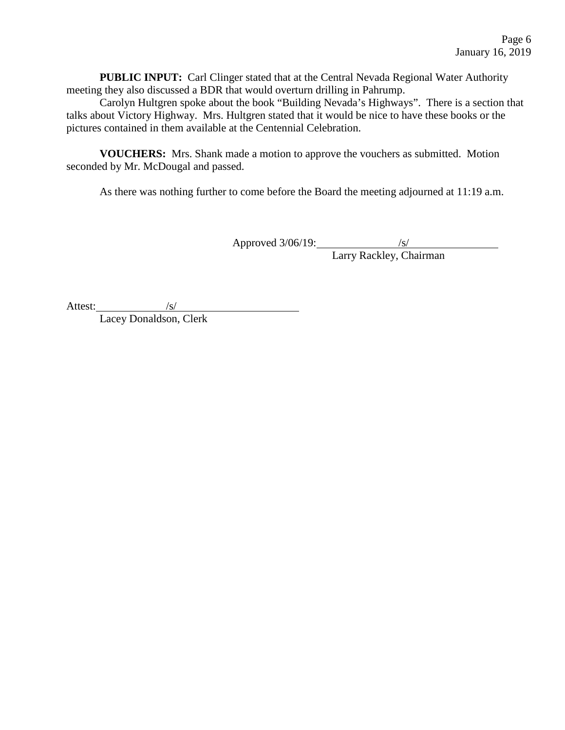**PUBLIC INPUT:** Carl Clinger stated that at the Central Nevada Regional Water Authority meeting they also discussed a BDR that would overturn drilling in Pahrump.

Carolyn Hultgren spoke about the book "Building Nevada's Highways". There is a section that talks about Victory Highway. Mrs. Hultgren stated that it would be nice to have these books or the pictures contained in them available at the Centennial Celebration.

**VOUCHERS:** Mrs. Shank made a motion to approve the vouchers as submitted. Motion seconded by Mr. McDougal and passed.

As there was nothing further to come before the Board the meeting adjourned at 11:19 a.m.

Approved 3/06/19: /s/
Larry Rackley, Chairman

Attest: /s/
Lacey Donaldson, Clerk